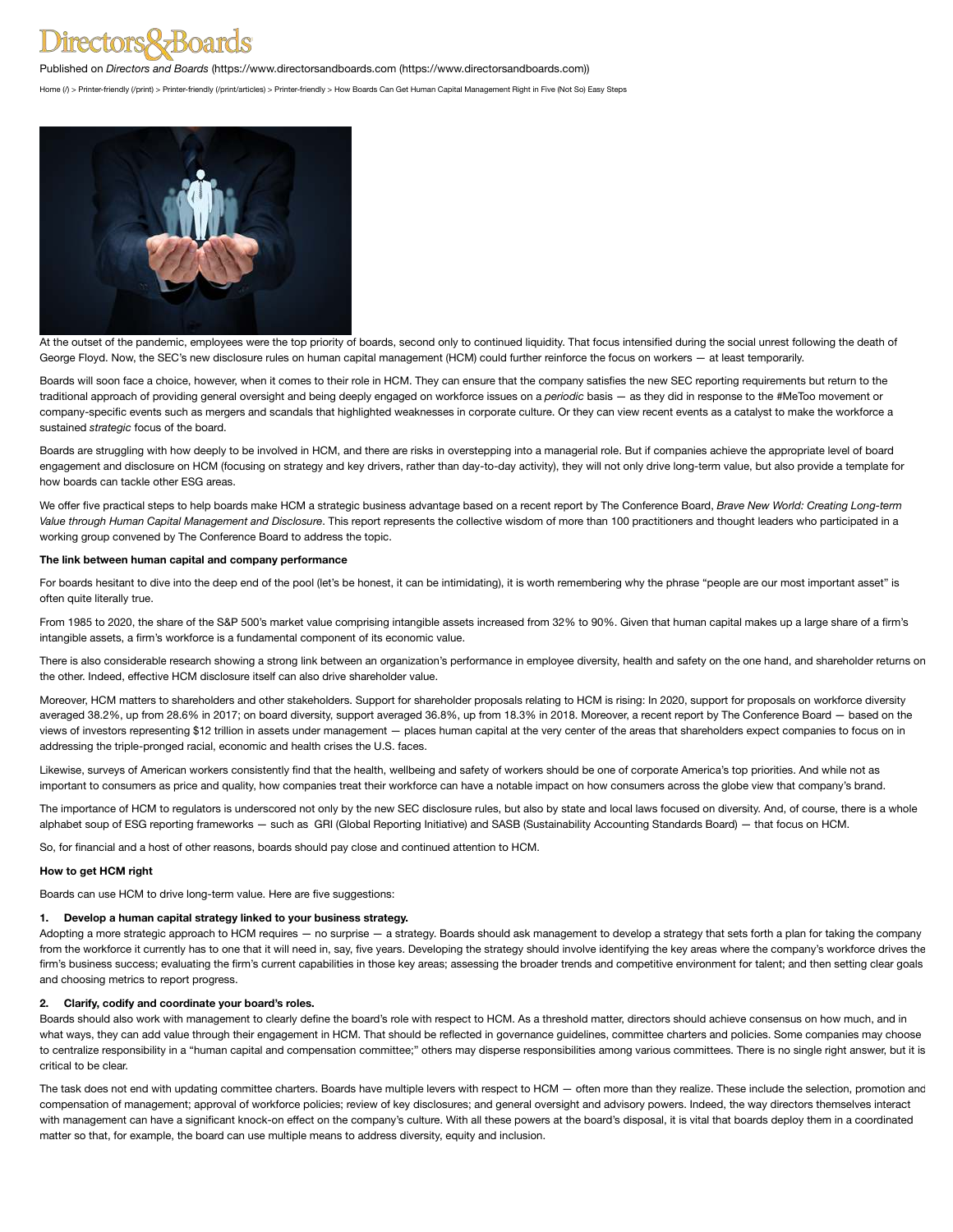Directors&Boards

Published on *Directors and Boards* (https://www.directorsandboards.com (https://www.directorsandboards.com))

Home (/) > Printer-friendly (/print) > Printer-friendly (/print/articles) > Printer-friendly > How Boards Can Get Human Capital Management Right in Five (Not So) Easy Steps

At the outset of the pandemic, employees were the top priority of boards, second only to continued liquidity. That focus intensified during the social unrest following the death of George Floyd. Now, the SEC's new disclosure rules on human capital management (HCM) could further reinforce the focus on workers — at least temporarily.

Boards will soon face a choice, however, when it comes to their role in HCM. They can ensure that the company satisfies the new SEC reporting requirements but return to the traditional approach of providing general oversight and being deeply engaged on workforce issues on a *periodic* basis — as they did in response to the #MeToo movement or company-specific events such as mergers and scandals that highlighted weaknesses in corporate culture. Or they can view recent events as a catalyst to make the workforce a sustained *strategic* focus of the board.

Boards are struggling with how deeply to be involved in HCM, and there are risks in overstepping into a managerial role. But if companies achieve the appropriate level of board engagement and disclosure on HCM (focusing on strategy and key drivers, rather than day-to-day activity), they will not only drive long-term value, but also provide a template for how boards can tackle other ESG areas.

We offer five practical steps to help boards make HCM a strategic business advantage based on a recent report by The Conference Board, *Brave New World: Creating Long-term Value through Human Capital Management and Disclosure*. This report represents the collective wisdom of more than 100 practitioners and thought leaders who participated in a working group convened by The Conference Board to address the topic.

**The link between human capital and company performance**

For boards hesitant to dive into the deep end of the pool (let's be honest, it can be intimidating), it is worth remembering why the phrase "people are our most important asset" is often quite literally true.

From 1985 to 2020, the share of the S&P 500's market value comprising intangible assets increased from 32% to 90%. Given that human capital makes up a large share of a firm's intangible assets, a firm's workforce is a fundamental component of its economic value.

There is also considerable research showing a strong link between an organization's performance in employee diversity, health and safety on the one hand, and shareholder returns on the other. Indeed, effective HCM disclosure itself can also drive shareholder value.

Moreover, HCM matters to shareholders and other stakeholders. Support for shareholder proposals relating to HCM is rising: In 2020, support for proposals on workforce diversity averaged 38.2%, up from 28.6% in 2017; on board diversity, support averaged 36.8%, up from 18.3% in 2018. Moreover, a recent report by The Conference Board — based on the views of investors representing $12 trillion in assets under management — places human capital at the very center of the areas that shareholders expect companies to focus on in addressing the triple-pronged racial, economic and health crises the U.S. faces.

Likewise, surveys of American workers consistently find that the health, wellbeing and safety of workers should be one of corporate America's top priorities. And while not as important to consumers as price and quality, how companies treat their workforce can have a notable impact on how consumers across the globe view that company's brand.

The importance of HCM to regulators is underscored not only by the new SEC disclosure rules, but also by state and local laws focused on diversity. And, of course, there is a whole alphabet soup of ESG reporting frameworks — such as GRI (Global Reporting Initiative) and SASB (Sustainability Accounting Standards Board) — that focus on HCM.

So, for financial and a host of other reasons, boards should pay close and continued attention to HCM.

**How to get HCM right**

Boards can use HCM to drive long-term value. Here are five suggestions:

**1. Develop a human capital strategy linked to your business strategy.**
Adopting a more strategic approach to HCM requires — no surprise — a strategy. Boards should ask management to develop a strategy that sets forth a plan for taking the company from the workforce it currently has to one that it will need in, say, five years. Developing the strategy should involve identifying the key areas where the company's workforce drives the firm's business success; evaluating the firm's current capabilities in those key areas; assessing the broader trends and competitive environment for talent; and then setting clear goals and choosing metrics to report progress.

**2. Clarify, codify and coordinate your board's roles.**
Boards should also work with management to clearly define the board's role with respect to HCM. As a threshold matter, directors should achieve consensus on how much, and in what ways, they can add value through their engagement in HCM. That should be reflected in governance guidelines, committee charters and policies. Some companies may choose to centralize responsibility in a "human capital and compensation committee;" others may disperse responsibilities among various committees. There is no single right answer, but it is critical to be clear.

The task does not end with updating committee charters. Boards have multiple levers with respect to HCM — often more than they realize. These include the selection, promotion and compensation of management; approval of workforce policies; review of key disclosures; and general oversight and advisory powers. Indeed, the way directors themselves interact with management can have a significant knock-on effect on the company's culture. With all these powers at the board's disposal, it is vital that boards deploy them in a coordinated matter so that, for example, the board can use multiple means to address diversity, equity and inclusion.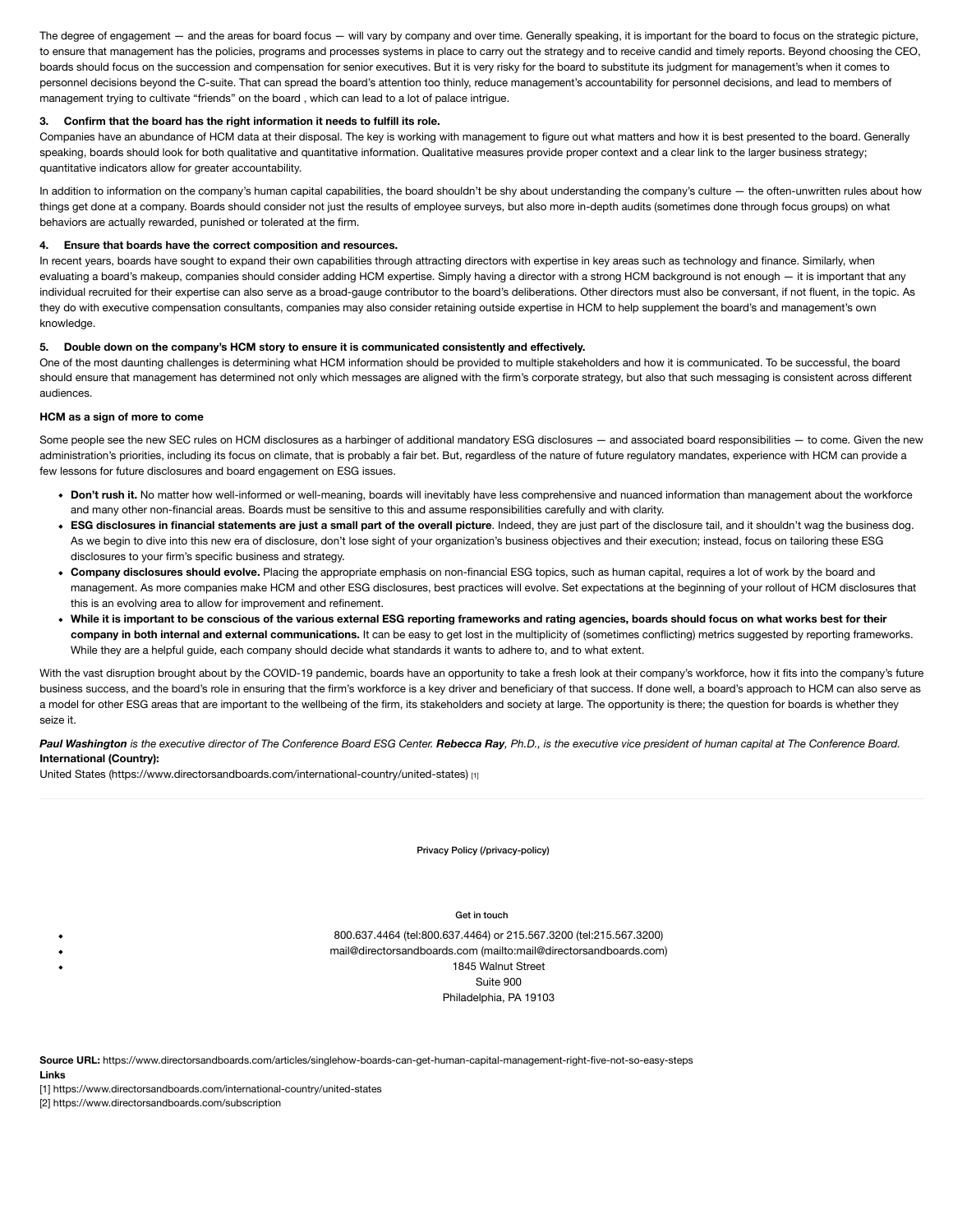The degree of engagement — and the areas for board focus — will vary by company and over time. Generally speaking, it is important for the board to focus on the strategic picture, to ensure that management has the policies, programs and processes systems in place to carry out the strategy and to receive candid and timely reports. Beyond choosing the CEO, boards should focus on the succession and compensation for senior executives. But it is very risky for the board to substitute its judgment for management's when it comes to personnel decisions beyond the C-suite. That can spread the board's attention too thinly, reduce management's accountability for personnel decisions, and lead to members of management trying to cultivate "friends" on the board , which can lead to a lot of palace intrigue.

**3. Confirm that the board has the right information it needs to fulfill its role.**

Companies have an abundance of HCM data at their disposal. The key is working with management to figure out what matters and how it is best presented to the board. Generally speaking, boards should look for both qualitative and quantitative information. Qualitative measures provide proper context and a clear link to the larger business strategy; quantitative indicators allow for greater accountability.

In addition to information on the company's human capital capabilities, the board shouldn't be shy about understanding the company's culture — the often-unwritten rules about how things get done at a company. Boards should consider not just the results of employee surveys, but also more in-depth audits (sometimes done through focus groups) on what behaviors are actually rewarded, punished or tolerated at the firm.

**4. Ensure that boards have the correct composition and resources.**

In recent years, boards have sought to expand their own capabilities through attracting directors with expertise in key areas such as technology and finance. Similarly, when evaluating a board's makeup, companies should consider adding HCM expertise. Simply having a director with a strong HCM background is not enough — it is important that any individual recruited for their expertise can also serve as a broad-gauge contributor to the board's deliberations. Other directors must also be conversant, if not fluent, in the topic. As they do with executive compensation consultants, companies may also consider retaining outside expertise in HCM to help supplement the board's and management's own knowledge.

**5. Double down on the company's HCM story to ensure it is communicated consistently and effectively.**

One of the most daunting challenges is determining what HCM information should be provided to multiple stakeholders and how it is communicated. To be successful, the board should ensure that management has determined not only which messages are aligned with the firm's corporate strategy, but also that such messaging is consistent across different audiences.

**HCM as a sign of more to come**

Some people see the new SEC rules on HCM disclosures as a harbinger of additional mandatory ESG disclosures — and associated board responsibilities — to come. Given the new administration's priorities, including its focus on climate, that is probably a fair bet. But, regardless of the nature of future regulatory mandates, experience with HCM can provide a few lessons for future disclosures and board engagement on ESG issues.

- **Don't rush it.** No matter how well-informed or well-meaning, boards will inevitably have less comprehensive and nuanced information than management about the workforce and many other non-financial areas. Boards must be sensitive to this and assume responsibilities carefully and with clarity.
- **ESG disclosures in financial statements are just a small part of the overall picture**. Indeed, they are just part of the disclosure tail, and it shouldn't wag the business dog. As we begin to dive into this new era of disclosure, don't lose sight of your organization's business objectives and their execution; instead, focus on tailoring these ESG disclosures to your firm's specific business and strategy.
- **Company disclosures should evolve.** Placing the appropriate emphasis on non-financial ESG topics, such as human capital, requires a lot of work by the board and management. As more companies make HCM and other ESG disclosures, best practices will evolve. Set expectations at the beginning of your rollout of HCM disclosures that this is an evolving area to allow for improvement and refinement.
- **While it is important to be conscious of the various external ESG reporting frameworks and rating agencies, boards should focus on what works best for their company in both internal and external communications.** It can be easy to get lost in the multiplicity of (sometimes conflicting) metrics suggested by reporting frameworks. While they are a helpful guide, each company should decide what standards it wants to adhere to, and to what extent.

With the vast disruption brought about by the COVID-19 pandemic, boards have an opportunity to take a fresh look at their company's workforce, how it fits into the company's future business success, and the board's role in ensuring that the firm's workforce is a key driver and beneficiary of that success. If done well, a board's approach to HCM can also serve as a model for other ESG areas that are important to the wellbeing of the firm, its stakeholders and society at large. The opportunity is there; the question for boards is whether they seize it.

***Paul Washington*** *is the executive director of The Conference Board ESG Center.* ***Rebecca Ray****, Ph.D., is the executive vice president of human capital at The Conference Board.*

**International (Country):**
United States (https://www.directorsandboards.com/international-country/united-states) [1]

Privacy Policy (/privacy-policy)

Get in touch

- 800.637.4464 (tel:800.637.4464) or 215.567.3200 (tel:215.567.3200)
- mail@directorsandboards.com (mailto:mail@directorsandboards.com)
- 1845 Walnut Street
  Suite 900
  Philadelphia, PA 19103

**Source URL:** https://www.directorsandboards.com/articles/singlehow-boards-can-get-human-capital-management-right-five-not-so-easy-steps

**Links**
[1] https://www.directorsandboards.com/international-country/united-states
[2] https://www.directorsandboards.com/subscription